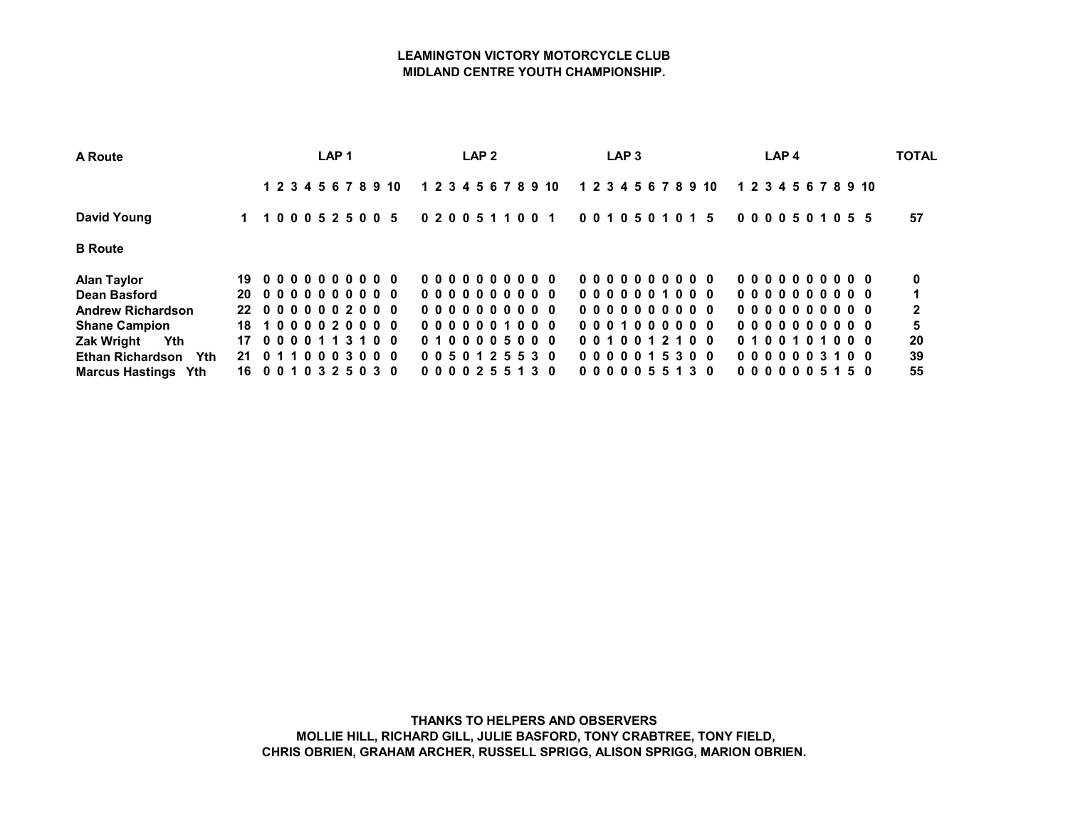# LEAMINGTON VICTORY MOTORCYCLE CLUB
## MIDLAND CENTRE YOUTH CHAMPIONSHIP.

| A Route | | LAP 1 | LAP 2 | LAP 3 | LAP 4 | TOTAL |
|---|---|---|---|---|---|---|
| | | 1 2 3 4 5 6 7 8 9 10 | 1 2 3 4 5 6 7 8 9 10 | 1 2 3 4 5 6 7 8 9 10 | 1 2 3 4 5 6 7 8 9 10 | |
| David Young | 1 | 1 0 0 0 5 2 5 0 0 5 | 0 2 0 0 5 1 1 0 0 1 | 0 0 1 0 5 0 1 0 1 5 | 0 0 0 0 5 0 1 0 5 5 | 57 |
| **B Route** | | | | | | |
| Alan Taylor | 19 | 0 0 0 0 0 0 0 0 0 0 | 0 0 0 0 0 0 0 0 0 0 | 0 0 0 0 0 0 0 0 0 0 | 0 0 0 0 0 0 0 0 0 0 | 0 |
| Dean Basford | 20 | 0 0 0 0 0 0 0 0 0 0 | 0 0 0 0 0 0 0 0 0 0 | 0 0 0 0 0 0 1 0 0 0 | 0 0 0 0 0 0 0 0 0 0 | 1 |
| Andrew Richardson | 22 | 0 0 0 0 0 0 2 0 0 0 | 0 0 0 0 0 0 0 0 0 0 | 0 0 0 0 0 0 0 0 0 0 | 0 0 0 0 0 0 0 0 0 0 | 2 |
| Shane Campion | 18 | 1 0 0 0 0 2 0 0 0 0 | 0 0 0 0 0 0 1 0 0 0 | 0 0 0 1 0 0 0 0 0 0 | 0 0 0 0 0 0 0 0 0 0 | 5 |
| Zak Wright Yth | 17 | 0 0 0 0 1 1 3 1 0 0 | 0 1 0 0 0 0 5 0 0 0 | 0 0 1 0 0 1 2 1 0 0 | 0 1 0 0 1 0 1 0 0 0 | 20 |
| Ethan Richardson Yth | 21 | 0 1 1 0 0 0 3 0 0 0 | 0 0 5 0 1 2 5 5 3 0 | 0 0 0 0 0 1 5 3 0 0 | 0 0 0 0 0 0 3 1 0 0 | 39 |
| Marcus Hastings Yth | 16 | 0 0 1 0 3 2 5 0 3 0 | 0 0 0 0 2 5 5 1 3 0 | 0 0 0 0 0 5 5 1 3 0 | 0 0 0 0 0 0 5 1 5 0 | 55 |

**THANKS TO HELPERS AND OBSERVERS**
**MOLLIE HILL, RICHARD GILL, JULIE BASFORD, TONY CRABTREE, TONY FIELD,**
**CHRIS OBRIEN, GRAHAM ARCHER, RUSSELL SPRIGG, ALISON SPRIGG, MARION OBRIEN.**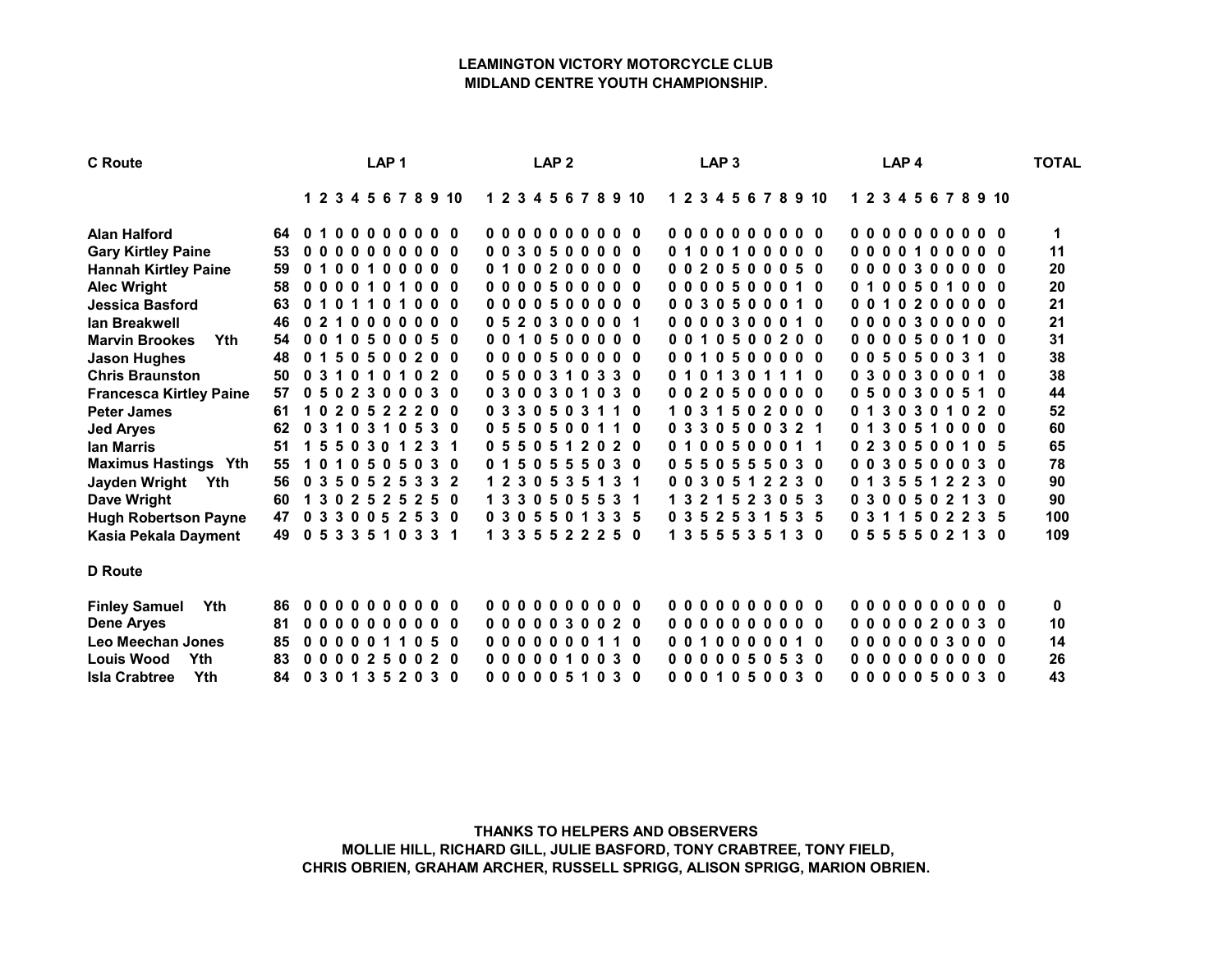**LEAMINGTON VICTORY MOTORCYCLE CLUB**
**MIDLAND CENTRE YOUTH CHAMPIONSHIP.**

| C Route | | LAP 1 | LAP 2 | LAP 3 | LAP 4 | TOTAL |
|---|---|---|---|---|---|---|
| | | 1 2 3 4 5 6 7 8 9 10 | 1 2 3 4 5 6 7 8 9 10 | 1 2 3 4 5 6 7 8 9 10 | 1 2 3 4 5 6 7 8 9 10 | |
| Alan Halford | 64 | 0 1 0 0 0 0 0 0 0 0 | 0 0 0 0 0 0 0 0 0 0 | 0 0 0 0 0 0 0 0 0 0 | 0 0 0 0 0 0 0 0 0 0 | 1 |
| Gary Kirtley Paine | 53 | 0 0 0 0 0 0 0 0 0 0 | 0 0 3 0 5 0 0 0 0 0 | 0 1 0 0 1 0 0 0 0 0 | 0 0 0 0 1 0 0 0 0 0 | 11 |
| Hannah Kirtley Paine | 59 | 0 1 0 0 1 0 0 0 0 0 | 0 1 0 0 2 0 0 0 0 0 | 0 0 2 0 5 0 0 0 5 0 | 0 0 0 0 3 0 0 0 0 0 | 20 |
| Alec Wright | 58 | 0 0 0 0 1 0 1 0 0 0 | 0 0 0 0 5 0 0 0 0 0 | 0 0 0 0 5 0 0 0 1 0 | 0 1 0 0 5 0 1 0 0 0 | 20 |
| Jessica Basford | 63 | 0 1 0 1 1 0 1 0 0 0 | 0 0 0 0 5 0 0 0 0 0 | 0 0 3 0 5 0 0 0 1 0 | 0 0 1 0 2 0 0 0 0 0 | 21 |
| Ian Breakwell | 46 | 0 2 1 0 0 0 0 0 0 0 | 0 5 2 0 3 0 0 0 0 1 | 0 0 0 0 3 0 0 0 1 0 | 0 0 0 0 3 0 0 0 0 0 | 21 |
| Marvin Brookes Yth | 54 | 0 0 1 0 5 0 0 0 5 0 | 0 0 1 0 5 0 0 0 0 0 | 0 0 1 0 5 0 0 2 0 0 | 0 0 0 0 5 0 0 1 0 0 | 31 |
| Jason Hughes | 48 | 0 1 5 0 5 0 0 2 0 0 | 0 0 0 0 5 0 0 0 0 0 | 0 0 1 0 5 0 0 0 0 0 | 0 0 5 0 5 0 0 3 1 0 | 38 |
| Chris Braunston | 50 | 0 3 1 0 1 0 1 0 2 0 | 0 5 0 0 3 1 0 3 3 0 | 0 1 0 1 3 0 1 1 1 0 | 0 3 0 0 3 0 0 0 1 0 | 38 |
| Francesca Kirtley Paine | 57 | 0 5 0 2 3 0 0 0 3 0 | 0 3 0 0 3 0 1 0 3 0 | 0 0 2 0 5 0 0 0 0 0 | 0 5 0 0 3 0 0 5 1 0 | 44 |
| Peter James | 61 | 1 0 2 0 5 2 2 2 0 0 | 0 3 3 0 5 0 3 1 1 0 | 1 0 3 1 5 0 2 0 0 0 | 0 1 3 0 3 0 1 0 2 0 | 52 |
| Jed Aryes | 62 | 0 3 1 0 3 1 0 5 3 0 | 0 5 5 0 5 0 0 1 1 0 | 0 3 3 0 5 0 0 3 2 1 | 0 1 3 0 5 1 0 0 0 0 | 60 |
| Ian Marris | 51 | 1 5 5 0 3 0 1 2 3 1 | 0 5 5 0 5 1 2 0 2 0 | 0 1 0 0 5 0 0 0 1 1 | 0 2 3 0 5 0 0 1 0 5 | 65 |
| Maximus Hastings Yth | 55 | 1 0 1 0 5 0 5 0 3 0 | 0 1 5 0 5 5 5 0 3 0 | 0 5 5 0 5 5 5 0 3 0 | 0 0 3 0 5 0 0 0 3 0 | 78 |
| Jayden Wright Yth | 56 | 0 3 5 0 5 2 5 3 3 2 | 1 2 3 0 5 3 5 1 3 1 | 0 0 3 0 5 1 2 2 3 0 | 0 1 3 5 5 1 2 2 3 0 | 90 |
| Dave Wright | 60 | 1 3 0 2 5 2 5 2 5 0 | 1 3 3 0 5 0 5 5 3 1 | 1 3 2 1 5 2 3 0 5 3 | 0 3 0 0 5 0 2 1 3 0 | 90 |
| Hugh Robertson Payne | 47 | 0 3 3 0 0 5 2 5 3 0 | 0 3 0 5 5 0 1 3 3 5 | 0 3 5 2 5 3 1 5 3 5 | 0 3 1 1 5 0 2 2 3 5 | 100 |
| Kasia Pekala Dayment | 49 | 0 5 3 3 5 1 0 3 3 1 | 1 3 3 5 5 2 2 2 5 0 | 1 3 5 5 5 3 5 1 3 0 | 0 5 5 5 5 0 2 1 3 0 | 109 |
| **D Route** | | | | | | |
| Finley Samuel Yth | 86 | 0 0 0 0 0 0 0 0 0 0 | 0 0 0 0 0 0 0 0 0 0 | 0 0 0 0 0 0 0 0 0 0 | 0 0 0 0 0 0 0 0 0 0 | 0 |
| Dene Aryes | 81 | 0 0 0 0 0 0 0 0 0 0 | 0 0 0 0 0 3 0 0 2 0 | 0 0 0 0 0 0 0 0 0 0 | 0 0 0 0 0 2 0 0 3 0 | 10 |
| Leo Meechan Jones | 85 | 0 0 0 0 0 1 1 0 5 0 | 0 0 0 0 0 0 0 1 1 0 | 0 0 1 0 0 0 0 0 1 0 | 0 0 0 0 0 0 3 0 0 0 | 14 |
| Louis Wood Yth | 83 | 0 0 0 0 2 5 0 0 2 0 | 0 0 0 0 0 1 0 0 3 0 | 0 0 0 0 0 5 0 5 3 0 | 0 0 0 0 0 0 0 0 0 0 | 26 |
| Isla Crabtree Yth | 84 | 0 3 0 1 3 5 2 0 3 0 | 0 0 0 0 0 5 1 0 3 0 | 0 0 0 1 0 5 0 0 3 0 | 0 0 0 0 0 5 0 0 3 0 | 43 |

**THANKS TO HELPERS AND OBSERVERS**
**MOLLIE HILL, RICHARD GILL, JULIE BASFORD, TONY CRABTREE, TONY FIELD,**
**CHRIS OBRIEN, GRAHAM ARCHER, RUSSELL SPRIGG, ALISON SPRIGG, MARION OBRIEN.**